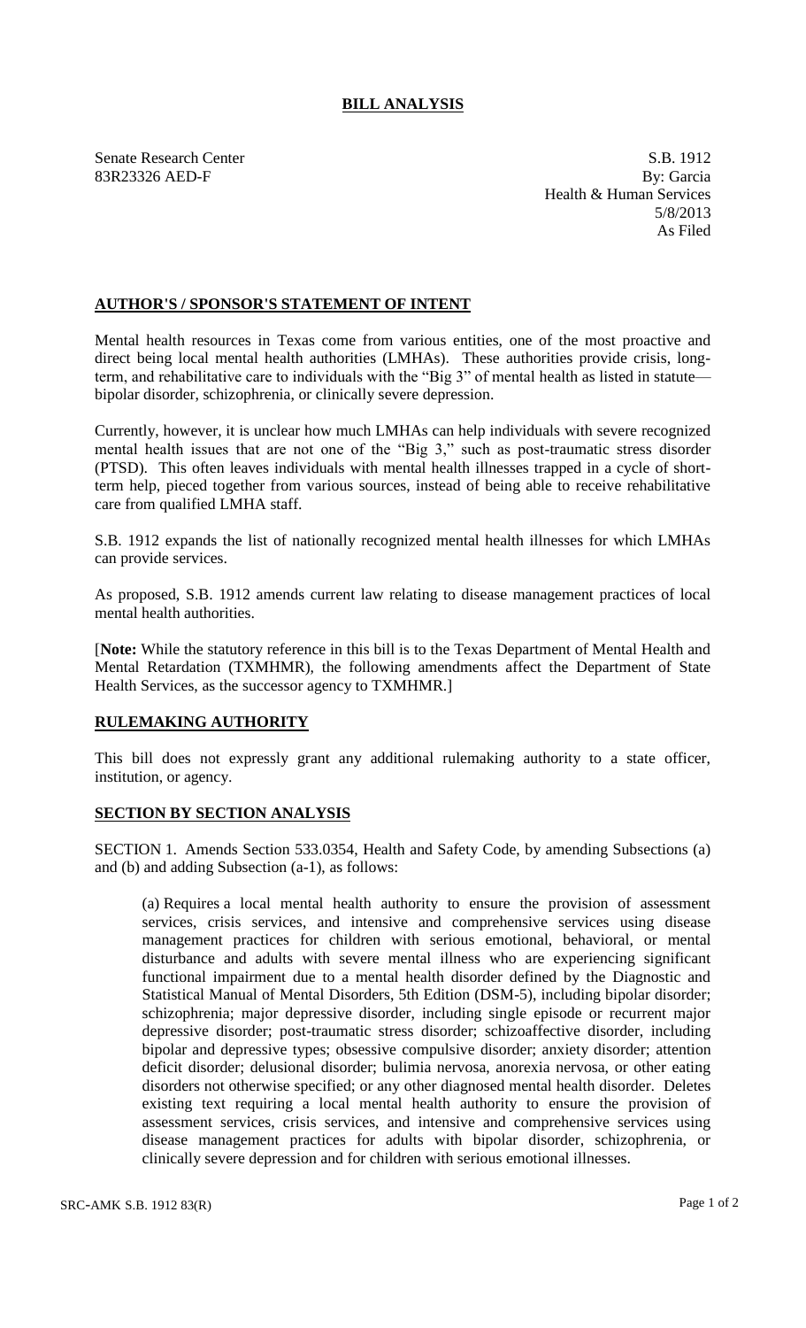# BILL ANALYSIS

Senate Research Center
83R23326 AED-F

S.B. 1912
By: Garcia
Health & Human Services
5/8/2013
As Filed

## AUTHOR'S / SPONSOR'S STATEMENT OF INTENT

Mental health resources in Texas come from various entities, one of the most proactive and direct being local mental health authorities (LMHAs). These authorities provide crisis, long-term, and rehabilitative care to individuals with the "Big 3" of mental health as listed in statute—bipolar disorder, schizophrenia, or clinically severe depression.

Currently, however, it is unclear how much LMHAs can help individuals with severe recognized mental health issues that are not one of the "Big 3," such as post-traumatic stress disorder (PTSD). This often leaves individuals with mental health illnesses trapped in a cycle of short-term help, pieced together from various sources, instead of being able to receive rehabilitative care from qualified LMHA staff.

S.B. 1912 expands the list of nationally recognized mental health illnesses for which LMHAs can provide services.

As proposed, S.B. 1912 amends current law relating to disease management practices of local mental health authorities.

[**Note:** While the statutory reference in this bill is to the Texas Department of Mental Health and Mental Retardation (TXMHMR), the following amendments affect the Department of State Health Services, as the successor agency to TXMHMR.]

## RULEMAKING AUTHORITY

This bill does not expressly grant any additional rulemaking authority to a state officer, institution, or agency.

## SECTION BY SECTION ANALYSIS

SECTION 1. Amends Section 533.0354, Health and Safety Code, by amending Subsections (a) and (b) and adding Subsection (a-1), as follows:

(a) Requires a local mental health authority to ensure the provision of assessment services, crisis services, and intensive and comprehensive services using disease management practices for children with serious emotional, behavioral, or mental disturbance and adults with severe mental illness who are experiencing significant functional impairment due to a mental health disorder defined by the Diagnostic and Statistical Manual of Mental Disorders, 5th Edition (DSM-5), including bipolar disorder; schizophrenia; major depressive disorder, including single episode or recurrent major depressive disorder; post-traumatic stress disorder; schizoaffective disorder, including bipolar and depressive types; obsessive compulsive disorder; anxiety disorder; attention deficit disorder; delusional disorder; bulimia nervosa, anorexia nervosa, or other eating disorders not otherwise specified; or any other diagnosed mental health disorder. Deletes existing text requiring a local mental health authority to ensure the provision of assessment services, crisis services, and intensive and comprehensive services using disease management practices for adults with bipolar disorder, schizophrenia, or clinically severe depression and for children with serious emotional illnesses.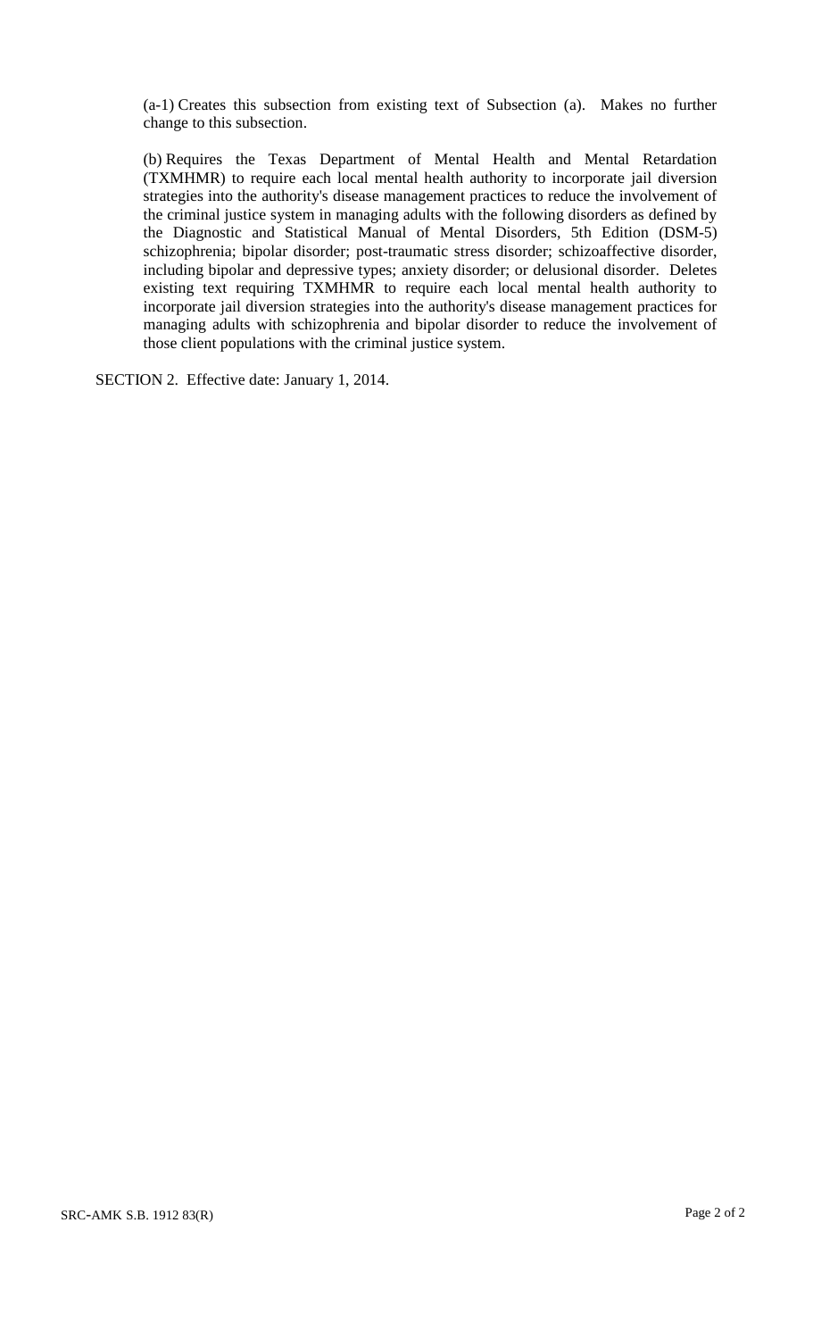(a-1) Creates this subsection from existing text of Subsection (a). Makes no further change to this subsection.

(b) Requires the Texas Department of Mental Health and Mental Retardation (TXMHMR) to require each local mental health authority to incorporate jail diversion strategies into the authority's disease management practices to reduce the involvement of the criminal justice system in managing adults with the following disorders as defined by the Diagnostic and Statistical Manual of Mental Disorders, 5th Edition (DSM-5) schizophrenia; bipolar disorder; post-traumatic stress disorder; schizoaffective disorder, including bipolar and depressive types; anxiety disorder; or delusional disorder. Deletes existing text requiring TXMHMR to require each local mental health authority to incorporate jail diversion strategies into the authority's disease management practices for managing adults with schizophrenia and bipolar disorder to reduce the involvement of those client populations with the criminal justice system.

SECTION 2. Effective date: January 1, 2014.